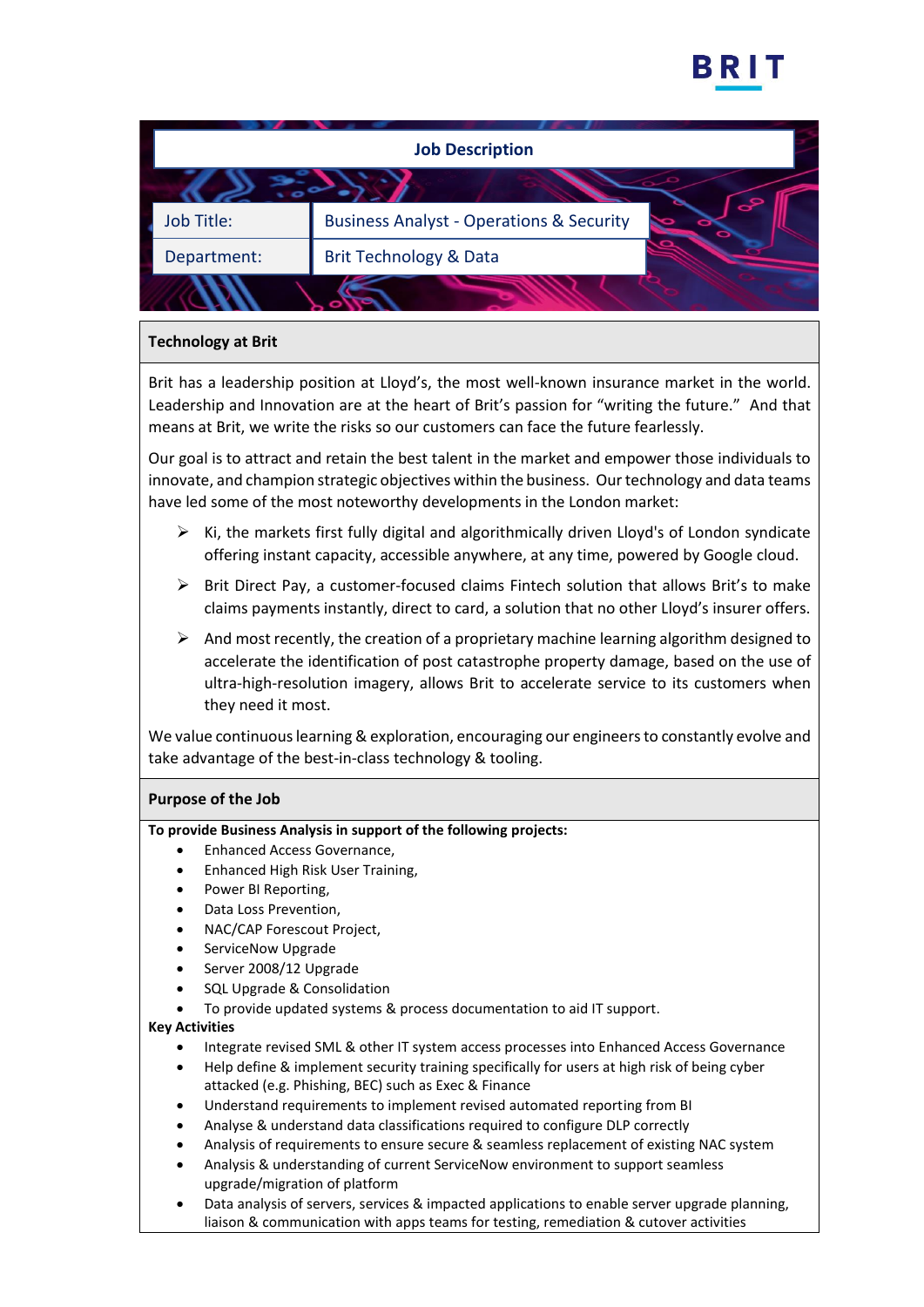## Job Description

| Job Title: | Business Analyst - Operations & Security |
|---|---|
| Department: | Brit Technology & Data |

### Technology at Brit

Brit has a leadership position at Lloyd's, the most well-known insurance market in the world. Leadership and Innovation are at the heart of Brit's passion for "writing the future." And that means at Brit, we write the risks so our customers can face the future fearlessly.

Our goal is to attract and retain the best talent in the market and empower those individuals to innovate, and champion strategic objectives within the business. Our technology and data teams have led some of the most noteworthy developments in the London market:

- Ki, the markets first fully digital and algorithmically driven Lloyd's of London syndicate offering instant capacity, accessible anywhere, at any time, powered by Google cloud.
- Brit Direct Pay, a customer-focused claims Fintech solution that allows Brit's to make claims payments instantly, direct to card, a solution that no other Lloyd's insurer offers.
- And most recently, the creation of a proprietary machine learning algorithm designed to accelerate the identification of post catastrophe property damage, based on the use of ultra-high-resolution imagery, allows Brit to accelerate service to its customers when they need it most.

We value continuous learning & exploration, encouraging our engineers to constantly evolve and take advantage of the best-in-class technology & tooling.

### Purpose of the Job

**To provide Business Analysis in support of the following projects:**

- Enhanced Access Governance,
- Enhanced High Risk User Training,
- Power BI Reporting,
- Data Loss Prevention,
- NAC/CAP Forescout Project,
- ServiceNow Upgrade
- Server 2008/12 Upgrade
- SQL Upgrade & Consolidation
- To provide updated systems & process documentation to aid IT support.

**Key Activities**

- Integrate revised SML & other IT system access processes into Enhanced Access Governance
- Help define & implement security training specifically for users at high risk of being cyber attacked (e.g. Phishing, BEC) such as Exec & Finance
- Understand requirements to implement revised automated reporting from BI
- Analyse & understand data classifications required to configure DLP correctly
- Analysis of requirements to ensure secure & seamless replacement of existing NAC system
- Analysis & understanding of current ServiceNow environment to support seamless upgrade/migration of platform
- Data analysis of servers, services & impacted applications to enable server upgrade planning, liaison & communication with apps teams for testing, remediation & cutover activities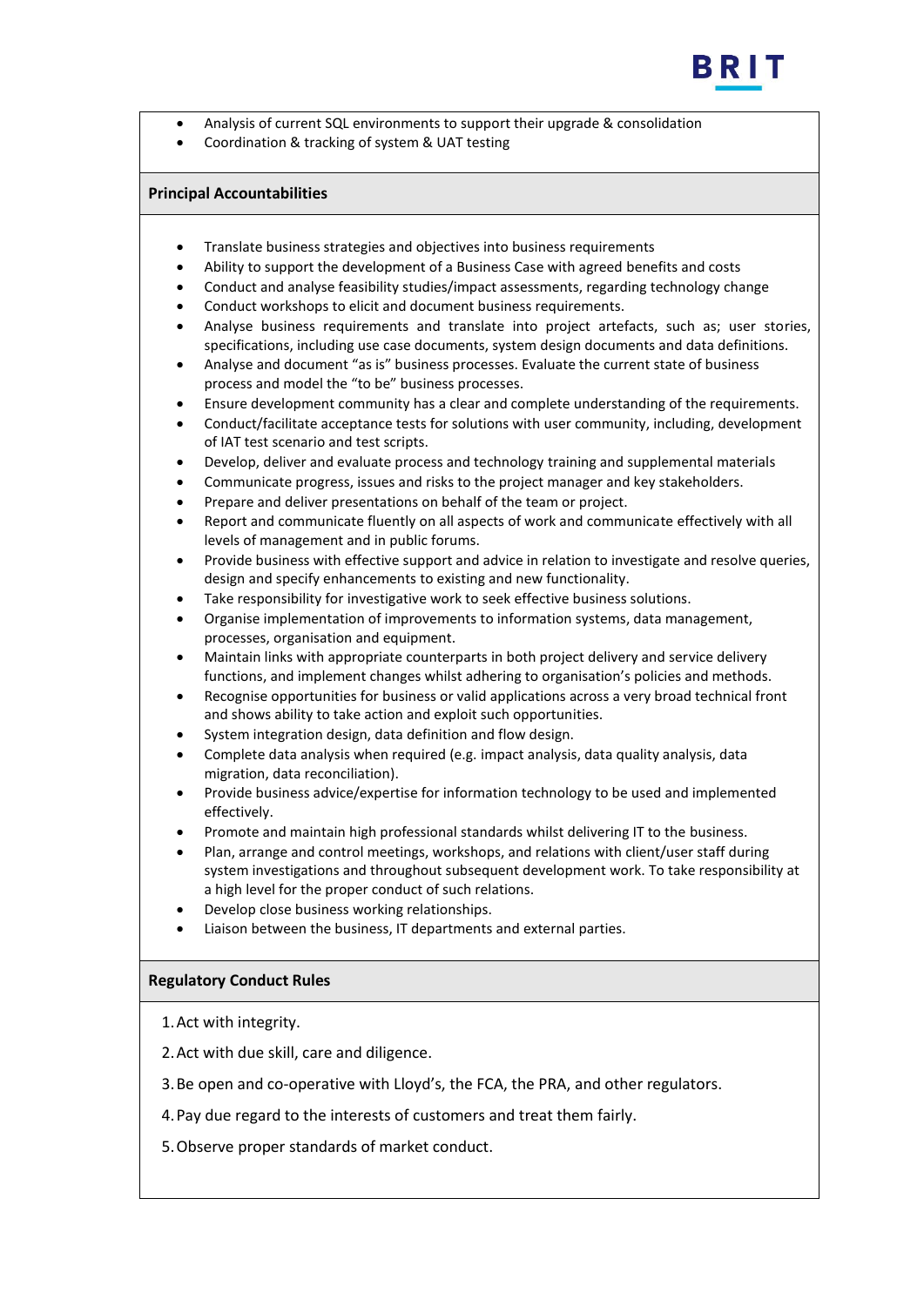- Analysis of current SQL environments to support their upgrade & consolidation
- Coordination & tracking of system & UAT testing

## Principal Accountabilities

- Translate business strategies and objectives into business requirements
- Ability to support the development of a Business Case with agreed benefits and costs
- Conduct and analyse feasibility studies/impact assessments, regarding technology change
- Conduct workshops to elicit and document business requirements.
- Analyse business requirements and translate into project artefacts, such as; user stories, specifications, including use case documents, system design documents and data definitions.
- Analyse and document "as is" business processes. Evaluate the current state of business process and model the "to be" business processes.
- Ensure development community has a clear and complete understanding of the requirements.
- Conduct/facilitate acceptance tests for solutions with user community, including, development of IAT test scenario and test scripts.
- Develop, deliver and evaluate process and technology training and supplemental materials
- Communicate progress, issues and risks to the project manager and key stakeholders.
- Prepare and deliver presentations on behalf of the team or project.
- Report and communicate fluently on all aspects of work and communicate effectively with all levels of management and in public forums.
- Provide business with effective support and advice in relation to investigate and resolve queries, design and specify enhancements to existing and new functionality.
- Take responsibility for investigative work to seek effective business solutions.
- Organise implementation of improvements to information systems, data management, processes, organisation and equipment.
- Maintain links with appropriate counterparts in both project delivery and service delivery functions, and implement changes whilst adhering to organisation's policies and methods.
- Recognise opportunities for business or valid applications across a very broad technical front and shows ability to take action and exploit such opportunities.
- System integration design, data definition and flow design.
- Complete data analysis when required (e.g. impact analysis, data quality analysis, data migration, data reconciliation).
- Provide business advice/expertise for information technology to be used and implemented effectively.
- Promote and maintain high professional standards whilst delivering IT to the business.
- Plan, arrange and control meetings, workshops, and relations with client/user staff during system investigations and throughout subsequent development work. To take responsibility at a high level for the proper conduct of such relations.
- Develop close business working relationships.
- Liaison between the business, IT departments and external parties.

## Regulatory Conduct Rules

1. Act with integrity.
2. Act with due skill, care and diligence.
3. Be open and co-operative with Lloyd's, the FCA, the PRA, and other regulators.
4. Pay due regard to the interests of customers and treat them fairly.
5. Observe proper standards of market conduct.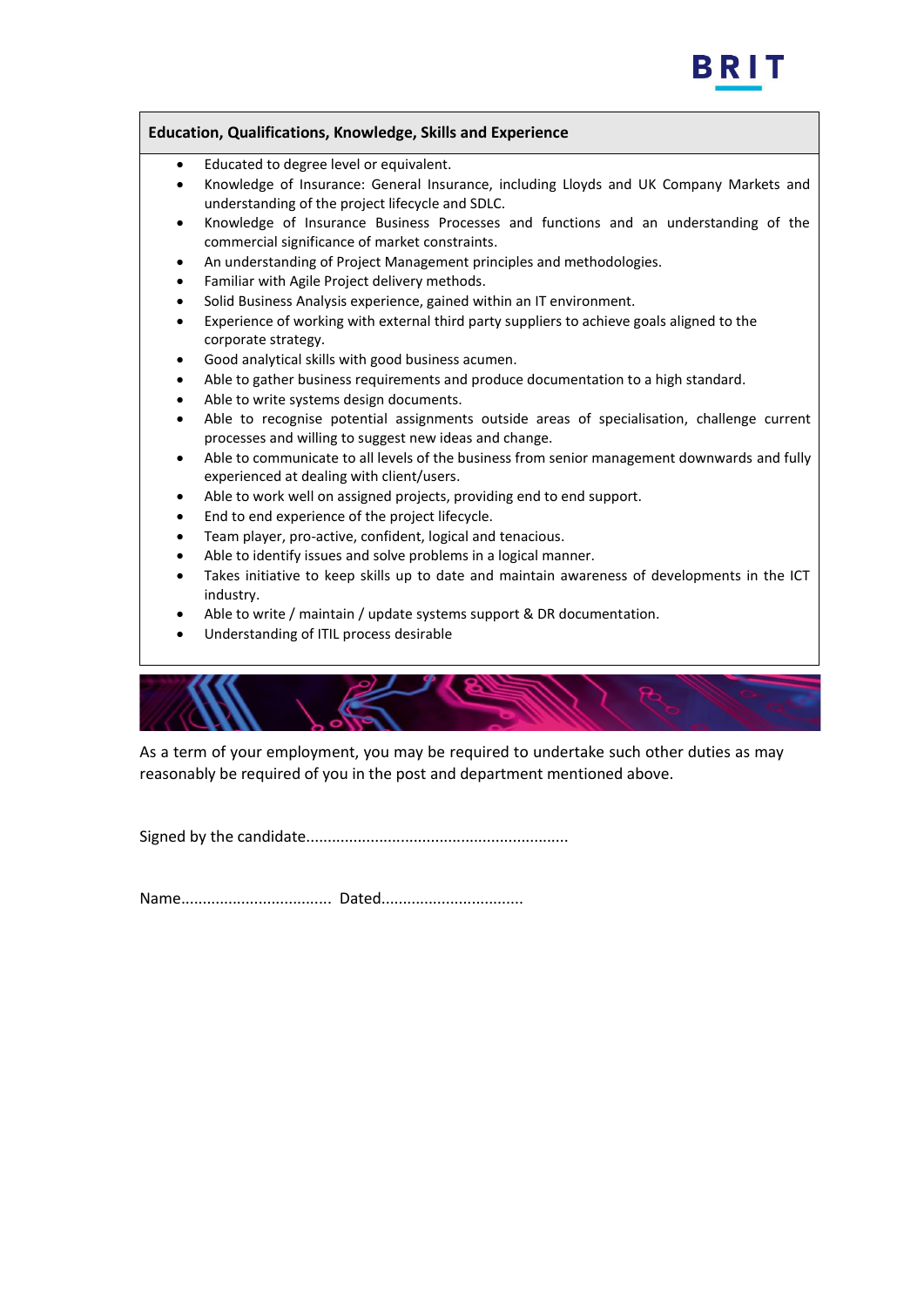## Education, Qualifications, Knowledge, Skills and Experience

- Educated to degree level or equivalent.
- Knowledge of Insurance: General Insurance, including Lloyds and UK Company Markets and understanding of the project lifecycle and SDLC.
- Knowledge of Insurance Business Processes and functions and an understanding of the commercial significance of market constraints.
- An understanding of Project Management principles and methodologies.
- Familiar with Agile Project delivery methods.
- Solid Business Analysis experience, gained within an IT environment.
- Experience of working with external third party suppliers to achieve goals aligned to the corporate strategy.
- Good analytical skills with good business acumen.
- Able to gather business requirements and produce documentation to a high standard.
- Able to write systems design documents.
- Able to recognise potential assignments outside areas of specialisation, challenge current processes and willing to suggest new ideas and change.
- Able to communicate to all levels of the business from senior management downwards and fully experienced at dealing with client/users.
- Able to work well on assigned projects, providing end to end support.
- End to end experience of the project lifecycle.
- Team player, pro-active, confident, logical and tenacious.
- Able to identify issues and solve problems in a logical manner.
- Takes initiative to keep skills up to date and maintain awareness of developments in the ICT industry.
- Able to write / maintain / update systems support & DR documentation.
- Understanding of ITIL process desirable

As a term of your employment, you may be required to undertake such other duties as may reasonably be required of you in the post and department mentioned above.

Signed by the candidate............................................................

Name.................................. Dated................................